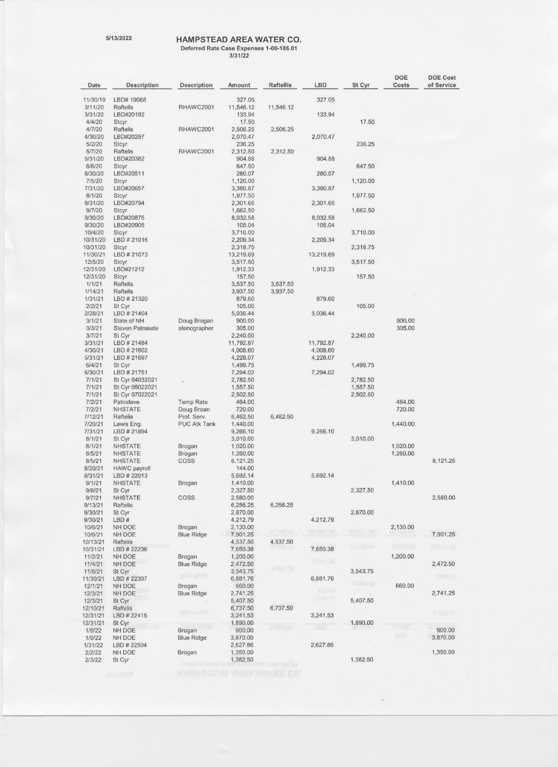5/13/2022

# HAMPSTEAD AREA WATER CO.

**Deferred Rate Case Expenses 1-00-186.01**

**3/31/22**

| Date | Description | Description | Amount | Raftellis | LBD | St Cyr | DOE Costs | DOE Cost of Service |
|---|---|---|---|---|---|---|---|---|
| 11/30/19 | LBD# 19068 | | 327.05 | | 327.05 | | | |
| 3/11/20 | Raftelis | RHAWC2001 | 11,546.12 | 11,546.12 | | | | |
| 3/31/20 | LBD#20192 | | 133.94 | | 133.94 | | | |
| 4/4/20 | Stcyr | | 17.50 | | | 17.50 | | |
| 4/7/20 | Raftelis | RHAWC2001 | 2,506.25 | 2,506.25 | | | | |
| 4/30/20 | LBD#20297 | | 2,070.47 | | 2,070.47 | | | |
| 5/2/20 | Stcyr | | 236.25 | | | 236.25 | | |
| 5/7/20 | Raftelis | RHAWC2001 | 2,312.50 | 2,312.50 | | | | |
| 5/31/20 | LBD#20382 | | 904.88 | | 904.88 | | | |
| 6/6/20 | Stcyr | | 647.50 | | | 647.50 | | |
| 6/30/20 | LBD#20511 | | 280.07 | | 280.07 | | | |
| 7/5/20 | Stcyr | | 1,120.00 | | | 1,120.00 | | |
| 7/31/20 | LBD#20657 | | 3,380.87 | | 3,380.87 | | | |
| 8/1/20 | Stcyr | | 1,977.50 | | | 1,977.50 | | |
| 8/31/20 | LBD#20794 | | 2,301.66 | | 2,301.66 | | | |
| 9/7/20 | Stcyr | | 1,662.50 | | | 1,662.50 | | |
| 9/30/20 | LBD#20875 | | 8,032.58 | | 8,032.58 | | | |
| 9/30/20 | LBD#20905 | | 105.04 | | 105.04 | | | |
| 10/4/20 | Stcyr | | 3,710.00 | | | 3,710.00 | | |
| 10/31/20 | LBD # 21016 | | 2,209.34 | | 2,209.34 | | | |
| 10/31/20 | Stcyr | | 2,318.75 | | | 2,318.75 | | |
| 11/30/21 | LBD # 21073 | | 13,219.69 | | 13,219.69 | | | |
| 12/5/20 | Stcyr | | 3,517.50 | | | 3,517.50 | | |
| 12/31/20 | LBD#21212 | | 1,912.33 | | 1,912.33 | | | |
| 12/31/20 | Stcyr | | 157.50 | | | 157.50 | | |
| 1/1/21 | Raftelis | | 3,537.50 | 3,537.50 | | | | |
| 1/14/21 | Raftelis | | 3,937.50 | 3,937.50 | | | | |
| 1/31/21 | LBD # 21320 | | 879.60 | | 879.60 | | | |
| 2/2/21 | St Cyr | | 105.00 | | | 105.00 | | |
| 2/28/21 | LBD # 21404 | | 5,036.44 | | 5,036.44 | | | |
| 3/1/21 | State of NH | Doug Brogan | 900.00 | | | | 900.00 | |
| 3/3/21 | Steven Patnaude | stenographer | 305.00 | | | | 305.00 | |
| 3/7/21 | St Cyr | | 2,240.00 | | | 2,240.00 | | |
| 3/31/21 | LBD # 21484 | | 11,792.87 | | 11,792.87 | | | |
| 4/30/21 | LBD # 21602 | | 4,008.60 | | 4,008.60 | | | |
| 5/31/21 | LBD # 21697 | | 4,228.07 | | 4,228.07 | | | |
| 6/4/21 | St Cyr | | 1,499.75 | | | 1,499.75 | | |
| 6/30/21 | LBD # 21751 | | 7,294.02 | | 7,294.02 | | | |
| 7/1/21 | St Cyr 04032021 | | 2,782.50 | | | 2,782.50 | | |
| 7/1/21 | St Cyr 05022021 | | 1,557.50 | | | 1,557.50 | | |
| 7/1/21 | St Cyr 07022021 | | 2,502.50 | | | 2,502.50 | | |
| 7/2/21 | Patnsteve | Temp Rate | 464.00 | | | | 464.00 | |
| 7/2/21 | NHSTATE | Doug Broan | 720.00 | | | | 720.00 | |
| 7/12/21 | Raftelis | Prof. Serv. | 6,462.50 | 6,462.50 | | | | |
| 7/20/21 | Lewis Eng. | PUC Atk Tank | 1,440.00 | | | | 1,440.00 | |
| 7/31/21 | LBD # 21894 | | 9,266.10 | | 9,266.10 | | | |
| 8/1/21 | St Cyr | | 3,010.00 | | | 3,010.00 | | |
| 8/1/21 | NHSTATE | Brogan | 1,020.00 | | | | 1,020.00 | |
| 8/5/21 | NHSTATE | Brogan | 1,260.00 | | | | 1,260.00 | |
| 8/5/21 | NHSTATE | COSS | 8,121.25 | | | | | 8,121.25 |
| 8/20/21 | HAWC payroll | | 144.00 | | | | | |
| 8/31/21 | LBD # 22013 | | 5,692.14 | | 5,692.14 | | | |
| 9/1/21 | NHSTATE | Brogan | 1,410.00 | | | | 1,410.00 | |
| 9/6/21 | St Cyr | | 2,327.50 | | | 2,327.50 | | |
| 9/7/21 | NHSTATE | COSS | 2,580.00 | | | | | 2,580.00 |
| 9/13/21 | Raftelis | | 6,256.25 | 6,256.25 | | | | |
| 9/30/21 | St Cyr | | 2,870.00 | | | 2,870.00 | | |
| 9/30/21 | LBD # | | 4,212.79 | | 4,212.79 | | | |
| 10/6/21 | NH DOE | Brogan | 2,130.00 | | | | 2,130.00 | |
| 10/6/21 | NH DOE | Blue Ridge | 7,901.25 | | | | | 7,901.25 |
| 10/13/21 | Raftelis | | 4,537.50 | 4,537.50 | | | | |
| 10/31/21 | LBD # 22236 | | 7,650.38 | | 7,650.38 | | | |
| 11/2/21 | NH DOE | Brogan | 1,200.00 | | | | 1,200.00 | |
| 11/4/21 | NH DOE | Blue Ridge | 2,472.50 | | | | | 2,472.50 |
| 11/6/21 | St Cyr | | 3,543.75 | | | 3,543.75 | | |
| 11/30/21 | LBD # 22307 | | 6,881.76 | | 6,881.76 | | | |
| 12/1/21 | NH DOE | Brogan | 660.00 | | | | 660.00 | |
| 12/3/21 | NH DOE | Blue Ridge | 2,741.25 | | | | | 2,741.25 |
| 12/3/21 | St Cyr | | 5,407.50 | | | 5,407.50 | | |
| 12/10/21 | Raftelis | | 6,737.50 | 6,737.50 | | | | |
| 12/31/21 | LBD # 22415 | | 3,241.53 | | 3,241.53 | | | |
| 12/31/21 | St Cyr | | 1,890.00 | | | 1,890.00 | | |
| 1/6/22 | NH DOE | Brogan | 900.00 | | | | | 900.00 |
| 1/6/22 | NH DOE | Blue Ridge | 3,870.00 | | | | | 3,870.00 |
| 1/31/22 | LBD # 22504 | | 2,627.86 | | 2,627.86 | | | |
| 2/2/22 | NH DOE | Brogan | 1,350.00 | | | | | 1,350.00 |
| 2/3/22 | St Cyr | | 1,382.50 | | | 1,382.50 | | |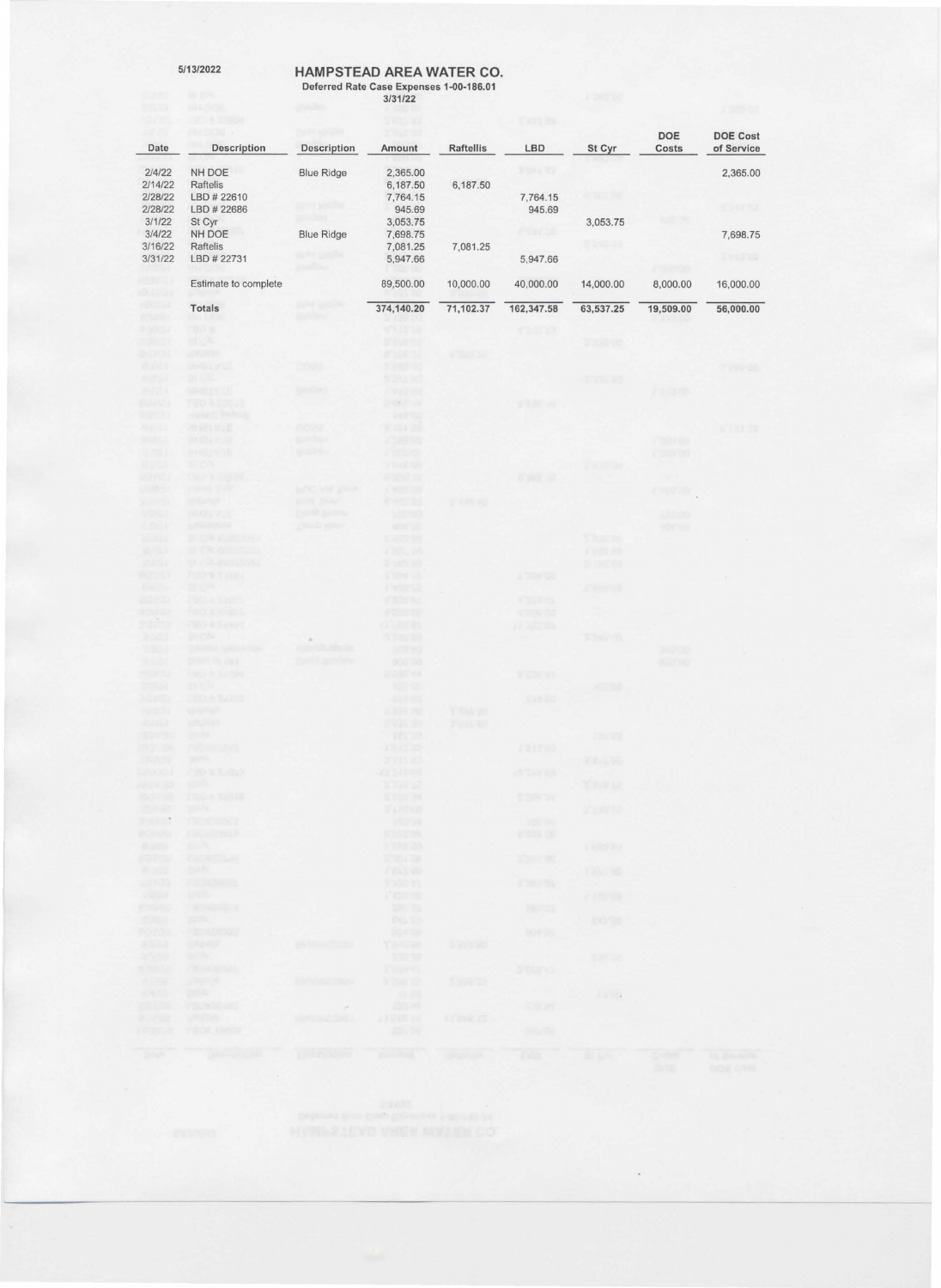5/13/2022

# HAMPSTEAD AREA WATER CO.

**Deferred Rate Case Expenses 1-00-186.01**

3/31/22

| Date | Description | Description | Amount | Raftellis | LBD | St Cyr | DOE Costs | DOE Cost of Service |
|---|---|---|---|---|---|---|---|---|
| 2/4/22 | NH DOE | Blue Ridge | 2,365.00 | | | | | 2,365.00 |
| 2/14/22 | Raftelis | | 6,187.50 | 6,187.50 | | | | |
| 2/28/22 | LBD # 22610 | | 7,764.15 | | 7,764.15 | | | |
| 2/28/22 | LBD # 22686 | | 945.69 | | 945.69 | | | |
| 3/1/22 | St Cyr | | 3,053.75 | | | 3,053.75 | | |
| 3/4/22 | NH DOE | Blue Ridge | 7,698.75 | | | | | 7,698.75 |
| 3/16/22 | Raftelis | | 7,081.25 | 7,081.25 | | | | |
| 3/31/22 | LBD # 22731 | | 5,947.66 | | 5,947.66 | | | |
| | Estimate to complete | | 89,500.00 | 10,000.00 | 40,000.00 | 14,000.00 | 8,000.00 | 16,000.00 |
| | Totals | | 374,140.20 | 71,102.37 | 162,347.58 | 63,537.25 | 19,509.00 | 56,000.00 |